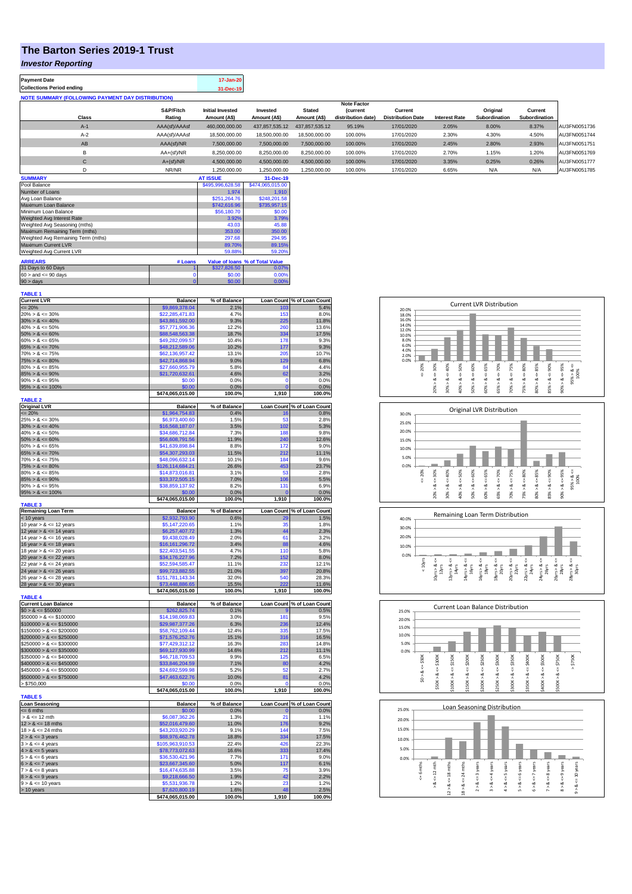# The Barton Series 2019-1 Trust

## *Investor Reporting*

| Payment Date | 17-Jan-20 |
|---|---|
| Collections Period ending | 31-Dec-19 |

**NOTE SUMMARY (FOLLOWING PAYMENT DAY DISTRIBUTION)**

| Class | S&P/Fitch Rating | Initial Invested Amount (A$) | Invested Amount (A$) | Stated Amount (A$) | Note Factor (current distribution date) | Current Distribution Date | Interest Rate | Original Subordination | Current Subordination | |
|---|---|---|---|---|---|---|---|---|---|---|
| A-1 | AAA(sf)/AAAsf | 460,000,000.00 | 437,857,535.12 | 437,857,535.12 | 95.19% | 17/01/2020 | 2.05% | 8.00% | 8.37% | AU3FN0051736 |
| A-2 | AAA(sf)/AAAsf | 18,500,000.00 | 18,500,000.00 | 18,500,000.00 | 100.00% | 17/01/2020 | 2.30% | 4.30% | 4.50% | AU3FN0051744 |
| AB | AAA(sf)/NR | 7,500,000.00 | 7,500,000.00 | 7,500,000.00 | 100.00% | 17/01/2020 | 2.45% | 2.80% | 2.93% | AU3FN0051751 |
| B | AA+(sf)/NR | 8,250,000.00 | 8,250,000.00 | 8,250,000.00 | 100.00% | 17/01/2020 | 2.70% | 1.15% | 1.20% | AU3FN0051769 |
| C | A+(sf)/NR | 4,500,000.00 | 4,500,000.00 | 4,500,000.00 | 100.00% | 17/01/2020 | 3.35% | 0.25% | 0.26% | AU3FN0051777 |
| D | NR/NR | 1,250,000.00 | 1,250,000.00 | 1,250,000.00 | 100.00% | 17/01/2020 | 6.65% | N/A | N/A | AU3FN0051785 |

| SUMMARY | AT ISSUE | 31-Dec-19 |
|---|---|---|
| Pool Balance | $495,996,628.58 | $474,065,015.00 |
| Number of Loans | 1,974 | 1,910 |
| Avg Loan Balance | $251,264.76 | $248,201.58 |
| Maximum Loan Balance | $742,616.96 | $735,957.15 |
| Minimum Loan Balance | $56,180.70 | $0.00 |
| Weighted Avg Interest Rate | 3.92% | 3.79% |
| Weighted Avg Seasoning (mths) | 43.03 | 45.88 |
| Maximum Remaining Term (mths) | 353.00 | 350.00 |
| Weighted Avg Remaining Term (mths) | 297.68 | 294.95 |
| Maximum Current LVR | 89.70% | 89.15% |
| Weighted Avg Current LVR | 59.88% | 59.20% |

| ARREARS | # Loans | Value of loans | % of Total Value |
|---|---|---|---|
| 31 Days to 60 Days | 1 | $327,826.50 | 0.07% |
| 60 > and <= 90 days | 0 | $0.00 | 0.00% |
| 90 > days | 0 | $0.00 | 0.00% |

**TABLE 1**

| Current LVR | Balance | % of Balance | Loan Count | % of Loan Count |
|---|---|---|---|---|
| <= 20% | $9,869,378.04 | 2.1% | 103 | 5.4% |
| 20% > & <= 30% | $22,285,471.83 | 4.7% | 153 | 8.0% |
| 30% > & <= 40% | $43,861,592.00 | 9.3% | 225 | 11.8% |
| 40% > & <= 50% | $57,771,906.36 | 12.2% | 260 | 13.6% |
| 50% > & <= 60% | $88,548,563.38 | 18.7% | 334 | 17.5% |
| 60% > & <= 65% | $49,282,099.57 | 10.4% | 178 | 9.3% |
| 65% > & <= 70% | $48,212,589.06 | 10.2% | 177 | 9.3% |
| 70% > & <= 75% | $62,136,957.42 | 13.1% | 205 | 10.7% |
| 75% > & <= 80% | $42,714,868.94 | 9.0% | 129 | 6.8% |
| 80% > & <= 85% | $27,660,955.79 | 5.8% | 84 | 4.4% |
| 85% > & <= 90% | $21,720,632.61 | 4.6% | 62 | 3.2% |
| 90% > & <= 95% | $0.00 | 0.0% | 0 | 0.0% |
| 95% > & <= 100% | $0.00 | 0.0% | 0 | 0.0% |
| | $474,065,015.00 | 100.0% | 1,910 | 100.0% |

**TABLE 2**

| Original LVR | Balance | % of Balance | Loan Count | % of Loan Count |
|---|---|---|---|---|
| <= 20% | $1,964,754.83 | 0.4% | 16 | 0.8% |
| 25% > & <= 30% | $6,973,400.60 | 1.5% | 53 | 2.8% |
| 30% > & <= 40% | $16,568,187.07 | 3.5% | 102 | 5.3% |
| 40% > & <= 50% | $34,686,712.84 | 7.3% | 188 | 9.8% |
| 50% > & <= 60% | $56,608,791.56 | 11.9% | 240 | 12.6% |
| 60% > & <= 65% | $41,639,898.84 | 8.8% | 172 | 9.0% |
| 65% > & <= 70% | $54,307,293.03 | 11.5% | 212 | 11.1% |
| 70% > & <= 75% | $48,096,632.14 | 10.1% | 184 | 9.6% |
| 75% > & <= 80% | $126,114,684.21 | 26.6% | 453 | 23.7% |
| 80% > & <= 85% | $14,873,016.81 | 3.1% | 53 | 2.8% |
| 85% > & <= 90% | $33,372,505.15 | 7.0% | 106 | 5.5% |
| 90% > & <= 95% | $38,859,137.92 | 8.2% | 131 | 6.9% |
| 95% > & <= 100% | $0.00 | 0.0% | 0 | 0.0% |
| | $474,065,015.00 | 100.0% | 1,910 | 100.0% |

**TABLE 3**

| Remaining Loan Term | Balance | % of Balance | Loan Count | % of Loan Count |
|---|---|---|---|---|
| < 10 years | $2,932,793.90 | 0.6% | 29 | 1.5% |
| 10 year > & <= 12 years | $5,147,220.65 | 1.1% | 35 | 1.8% |
| 12 year > & <= 14 years | $6,257,407.72 | 1.3% | 44 | 2.3% |
| 14 year > & <= 16 years | $9,438,028.49 | 2.0% | 61 | 3.2% |
| 16 year > & <= 18 years | $16,161,296.72 | 3.4% | 88 | 4.6% |
| 18 year > & <= 20 years | $22,403,541.55 | 4.7% | 110 | 5.8% |
| 20 year > & <= 22 years | $34,176,227.96 | 7.2% | 152 | 8.0% |
| 22 year > & <= 24 years | $52,594,585.47 | 11.1% | 232 | 12.1% |
| 24 year > & <= 26 years | $99,723,882.55 | 21.0% | 397 | 20.8% |
| 26 year > & <= 28 years | $151,781,143.34 | 32.0% | 540 | 28.3% |
| 28 year > & <= 30 years | $73,448,886.65 | 15.5% | 222 | 11.6% |
| | $474,065,015.00 | 100.0% | 1,910 | 100.0% |

**TABLE 4**

| Current Loan Balance | Balance | % of Balance | Loan Count | % of Loan Count |
|---|---|---|---|---|
| $0 > & <= $50000 | $262,825.74 | 0.1% | 9 | 0.5% |
| $50000 > & <= $100000 | $14,198,069.83 | 3.0% | 181 | 9.5% |
| $100000 > & <= $150000 | $29,987,377.26 | 6.3% | 236 | 12.4% |
| $150000 > & <= $200000 | $58,762,109.44 | 12.4% | 335 | 17.5% |
| $200000 > & <= $250000 | $71,576,252.76 | 15.1% | 316 | 16.5% |
| $250000 > & <= $300000 | $77,429,312.12 | 16.3% | 283 | 14.8% |
| $300000 > & <= $350000 | $69,127,930.99 | 14.6% | 212 | 11.1% |
| $350000 > & <= $400000 | $46,718,709.53 | 9.9% | 125 | 6.5% |
| $400000 > & <= $450000 | $33,846,204.59 | 7.1% | 80 | 4.2% |
| $450000 > & <= $500000 | $24,692,599.98 | 5.2% | 52 | 2.7% |
| $500000 > & <= $750000 | $47,463,622.76 | 10.0% | 81 | 4.2% |
| > $750,000 | $0.00 | 0.0% | 0 | 0.0% |
| | $474,065,015.00 | 100.0% | 1,910 | 100.0% |

**TABLE 5**

| Loan Seasoning | Balance | % of Balance | Loan Count | % of Loan Count |
|---|---|---|---|---|
| <= 6 mths | $0.00 | 0.0% | 0 | 0.0% |
| > & <= 12 mth | $6,087,362.26 | 1.3% | 21 | 1.1% |
| 12 > & <= 18 mths | $52,016,479.60 | 11.0% | 176 | 9.2% |
| 18 > & <= 24 mths | $43,203,920.29 | 9.1% | 144 | 7.5% |
| 2 > & <= 3 years | $88,976,462.78 | 18.8% | 334 | 17.5% |
| 3 > & <= 4 years | $105,963,910.53 | 22.4% | 426 | 22.3% |
| 4 > & <= 5 years | $78,773,072.63 | 16.6% | 333 | 17.4% |
| 5 > & <= 6 years | $36,530,421.96 | 7.7% | 171 | 9.0% |
| 6 > & <= 7 years | $23,667,345.60 | 5.0% | 117 | 6.1% |
| 7 > & <= 8 years | $16,474,635.88 | 3.5% | 75 | 3.9% |
| 8 > & <= 9 years | $9,218,666.50 | 1.9% | 42 | 2.2% |
| 9 > & <= 10 years | $5,531,936.78 | 1.2% | 23 | 1.2% |
| > 10 years | $7,620,800.19 | 1.6% | 48 | 2.5% |
| | $474,065,015.00 | 100.0% | 1,910 | 100.0% |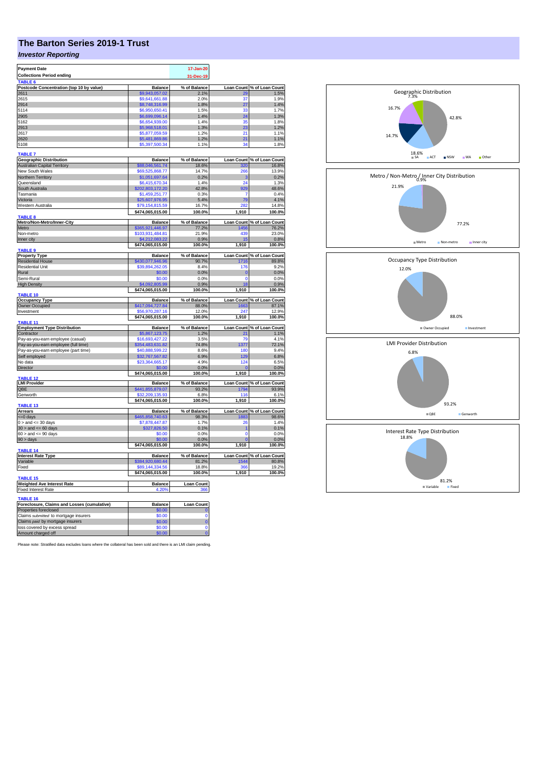# The Barton Series 2019-1 Trust

## *Investor Reporting*

| Payment Date | 17-Jan-20 |
|---|---|
| Collections Period ending | 31-Dec-19 |

**TABLE 6**

| Postcode Concentration (top 10 by value) | Balance | % of Balance | Loan Count | % of Loan Count |
|---|---|---|---|---|
| 2611 | $9,943,057.02 | 2.1% | 29 | 1.5% |
| 2615 | $9,641,661.88 | 2.0% | 37 | 1.9% |
| 2914 | $8,748,316.99 | 1.8% | 27 | 1.4% |
| 5114 | $6,950,650.41 | 1.5% | 33 | 1.7% |
| 2905 | $6,699,096.14 | 1.4% | 24 | 1.3% |
| 5162 | $6,654,939.00 | 1.4% | 35 | 1.8% |
| 2913 | $5,968,518.01 | 1.3% | 23 | 1.2% |
| 2617 | $5,877,059.59 | 1.2% | 21 | 1.1% |
| 2620 | $5,481,869.86 | 1.2% | 21 | 1.1% |
| 5108 | $5,397,500.34 | 1.1% | 34 | 1.8% |

**TABLE 7**

| Geographic Distribution | Balance | % of Balance | Loan Count | % of Loan Count |
|---|---|---|---|---|
| Australian Capital Territory | $88,046,561.74 | 18.6% | 320 | 16.8% |
| New South Wales | $69,525,868.77 | 14.7% | 266 | 13.9% |
| Northern Territory | $1,051,697.64 | 0.2% | 3 | 0.2% |
| Queensland | $6,415,670.34 | 1.4% | 24 | 1.3% |
| South Australia | $202,803,172.20 | 42.8% | 929 | 48.6% |
| Tasmania | $1,459,251.77 | 0.3% | 7 | 0.4% |
| Victoria | $25,607,976.95 | 5.4% | 79 | 4.1% |
| Western Australia | $79,154,815.59 | 16.7% | 282 | 14.8% |
| | $474,065,015.00 | 100.0% | 1,910 | 100.0% |

**TABLE 8**

| Metro/Non-Metro/Inner-City | Balance | % of Balance | Loan Count | % of Loan Count |
|---|---|---|---|---|
| Metro | $365,921,446.97 | 77.2% | 1456 | 76.2% |
| Non-metro | $103,931,484.81 | 21.9% | 439 | 23.0% |
| Inner city | $4,212,083.22 | 0.9% | 15 | 0.8% |
| | $474,065,015.00 | 100.0% | 1,910 | 100.0% |

**TABLE 9**

| Property Type | Balance | % of Balance | Loan Count | % of Loan Count |
|---|---|---|---|---|
| Residential House | $430,077,946.96 | 90.7% | 1716 | 89.8% |
| Residential Unit | $39,894,262.05 | 8.4% | 176 | 9.2% |
| Rural | $0.00 | 0.0% | 0 | 0.0% |
| Semi-Rural | $0.00 | 0.0% | 0 | 0.0% |
| High Density | $4,092,805.99 | 0.9% | 18 | 0.9% |
| | $474,065,015.00 | 100.0% | 1,910 | 100.0% |

**TABLE 10**

| Occupancy Type | Balance | % of Balance | Loan Count | % of Loan Count |
|---|---|---|---|---|
| Owner Occupied | $417,094,727.84 | 88.0% | 1663 | 87.1% |
| Investment | $56,970,287.16 | 12.0% | 247 | 12.9% |
| | $474,065,015.00 | 100.0% | 1,910 | 100.0% |

**TABLE 11**

| Employment Type Distribution | Balance | % of Balance | Loan Count | % of Loan Count |
|---|---|---|---|---|
| Contractor | $5,867,123.75 | 1.2% | 21 | 1.1% |
| Pay-as-you-earn employee (casual) | $16,693,427.22 | 3.5% | 79 | 4.1% |
| Pay-as-you-earn employee (full time) | $354,483,631.82 | 74.8% | 1377 | 72.1% |
| Pay-as-you-earn employee (part time) | $40,888,599.22 | 8.6% | 180 | 9.4% |
| Self employed | $32,767,567.82 | 6.9% | 129 | 6.8% |
| No data | $23,364,665.17 | 4.9% | 124 | 6.5% |
| Director | $0.00 | 0.0% | 0 | 0.0% |
| | $474,065,015.00 | 100.0% | 1,910 | 100.0% |

**TABLE 12**

| LMI Provider | Balance | % of Balance | Loan Count | % of Loan Count |
|---|---|---|---|---|
| QBE | $441,855,879.07 | 93.2% | 1794 | 93.9% |
| Genworth | $32,209,135.93 | 6.8% | 116 | 6.1% |
| | $474,065,015.00 | 100.0% | 1,910 | 100.0% |

**TABLE 13**

| Arrears | Balance | % of Balance | Loan Count | % of Loan Count |
|---|---|---|---|---|
| <=0 days | $465,858,740.63 | 98.3% | 1883 | 98.6% |
| 0 > and <= 30 days | $7,878,447.87 | 1.7% | 26 | 1.4% |
| 30 > and <= 60 days | $327,826.50 | 0.1% | 1 | 0.1% |
| 60 > and <= 90 days | $0.00 | 0.0% | 0 | 0.0% |
| 90 > days | $0.00 | 0.0% | 0 | 0.0% |
| | $474,065,015.00 | 100.0% | 1,910 | 100.0% |

**TABLE 14**

| Interest Rate Type | Balance | % of Balance | Loan Count | % of Loan Count |
|---|---|---|---|---|
| Variable | $384,920,680.44 | 81.2% | 1544 | 80.8% |
| Fixed | $89,144,334.56 | 18.8% | 366 | 19.2% |
| | $474,065,015.00 | 100.0% | 1,910 | 100.0% |

**TABLE 15**

| Weighted Ave Interest Rate | Balance | Loan Count |
|---|---|---|
| Fixed Interest Rate | 4.20% | 366 |

**TABLE 16**

| Foreclosure, Claims and Losses (cumulative) | Balance | Loan Count |
|---|---|---|
| Properties foreclosed | $0.00 | 0 |
| Claims *submitted* to mortgage insurers | $0.00 | 0 |
| Claims *paid* by mortgage insurers | $0.00 | 0 |
| loss covered by excess spread | $0.00 | 0 |
| Amount charged off | $0.00 | 0 |

Please note: Stratified data excludes loans where the collateral has been sold and there is an LMI claim pending.

Geographic Distribution: SA 42.8%, ACT 18.6%, NSW 14.7%, WA 16.7%, Other 7.3%

Metro / Non-Metro / Inner City Distribution: Metro 77.2%, Non-metro 21.9%, Inner city 0.9%

Occupancy Type Distribution: Owner Occupied 88.0%, Investment 12.0%

LMI Provider Distribution: QBE 93.2%, Genworth 6.8%

Interest Rate Type Distribution: Variable 81.2%, Fixed 18.8%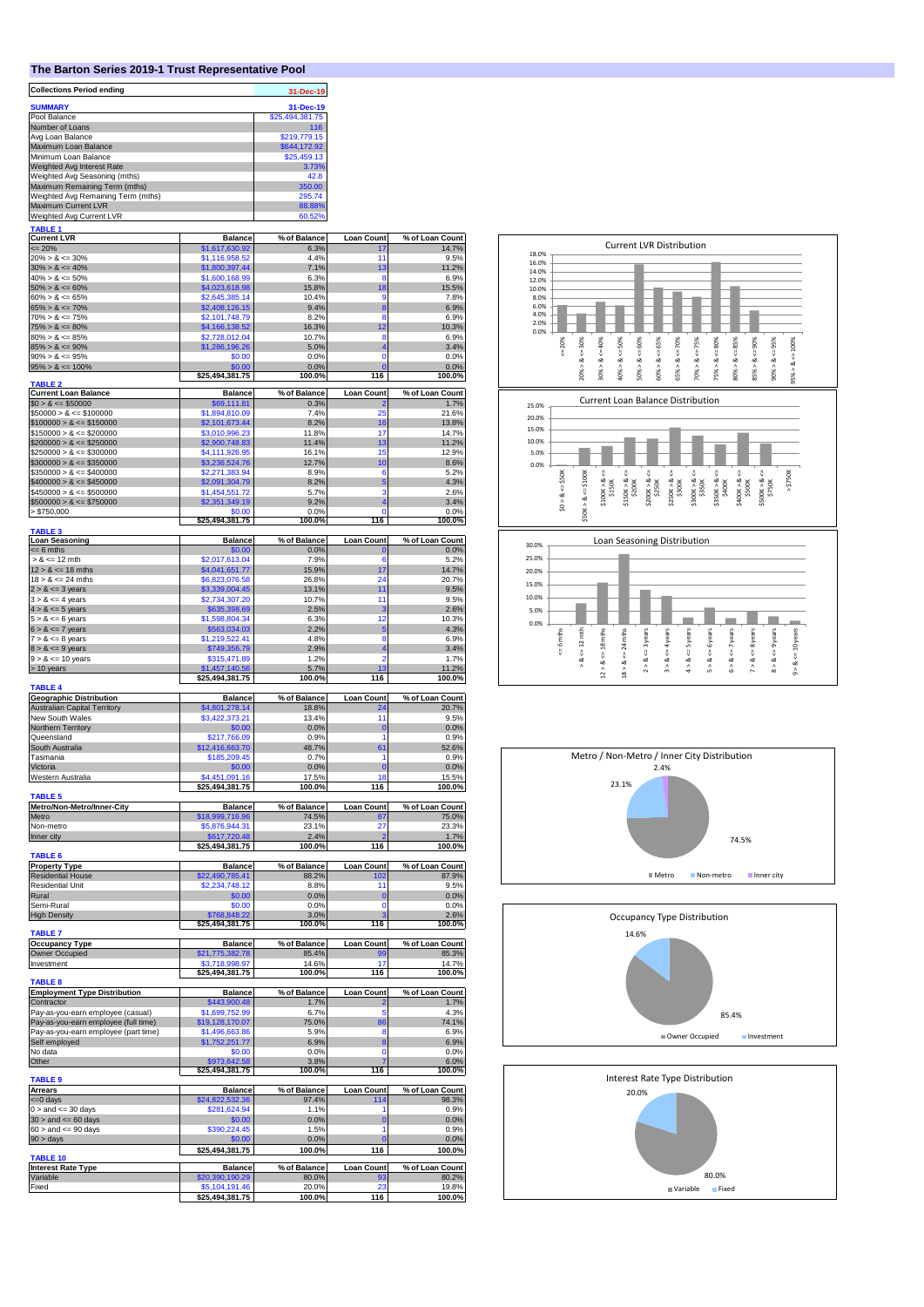# The Barton Series 2019-1 Trust Representative Pool

| | |
|---|---|
| Collections Period ending | 31-Dec-19 |

| SUMMARY | 31-Dec-19 |
|---|---|
| Pool Balance | $25,494,381.75 |
| Number of Loans | 116 |
| Avg Loan Balance | $219,779.15 |
| Maximum Loan Balance | $644,172.92 |
| Minimum Loan Balance | $25,459.13 |
| Weighted Avg Interest Rate | 3.73% |
| Weighted Avg Seasoning (mths) | 42.8 |
| Maximum Remaining Term (mths) | 350.00 |
| Weighted Avg Remaining Term (mths) | 295.74 |
| Maximum Current LVR | 88.88% |
| Weighted Avg Current LVR | 60.52% |

TABLE 1

| Current LVR | Balance | % of Balance | Loan Count | % of Loan Count |
|---|---|---|---|---|
| <= 20% | $1,617,630.92 | 6.3% | 17 | 14.7% |
| 20% > & <= 30% | $1,116,958.52 | 4.4% | 11 | 9.5% |
| 30% > & <= 40% | $1,800,397.44 | 7.1% | 13 | 11.2% |
| 40% > & <= 50% | $1,600,168.99 | 6.3% | 8 | 6.9% |
| 50% > & <= 60% | $4,023,618.98 | 15.8% | 18 | 15.5% |
| 60% > & <= 65% | $2,645,385.14 | 10.4% | 9 | 7.8% |
| 65% > & <= 70% | $2,408,126.15 | 9.4% | 8 | 6.9% |
| 70% > & <= 75% | $2,101,748.79 | 8.2% | 8 | 6.9% |
| 75% > & <= 80% | $4,166,138.52 | 16.3% | 12 | 10.3% |
| 80% > & <= 85% | $2,728,012.04 | 10.7% | 8 | 6.9% |
| 85% > & <= 90% | $1,286,196.26 | 5.0% | 4 | 3.4% |
| 90% > & <= 95% | $0.00 | 0.0% | 0 | 0.0% |
| 95% > & <= 100% | $0.00 | 0.0% | 0 | 0.0% |
| | $25,494,381.75 | 100.0% | 116 | 100.0% |

Current LVR Distribution
18.0%
16.0%
14.0%
12.0%
10.0%
8.0%
6.0%
4.0%
2.0%
0.0%
<= 20%
20% > & <= 30%
30% > & <= 40%
40% > & <= 50%
50% > & <= 60%
60% > & <= 65%
65% > & <= 70%
70% > & <= 75%
75% > & <= 80%
80% > & <= 85%
85% > & <= 90%
90% > & <= 95%
95% > & <= 100%

TABLE 2

| Current Loan Balance | Balance | % of Balance | Loan Count | % of Loan Count |
|---|---|---|---|---|
| $0 > & <= $50000 | $69,111.81 | 0.3% | 2 | 1.7% |
| $50000 > & <= $100000 | $1,894,810.09 | 7.4% | 25 | 21.6% |
| $100000 > & <= $150000 | $2,101,673.44 | 8.2% | 16 | 13.8% |
| $150000 > & <= $200000 | $3,010,996.23 | 11.8% | 17 | 14.7% |
| $200000 > & <= $250000 | $2,900,748.83 | 11.4% | 13 | 11.2% |
| $250000 > & <= $300000 | $4,111,926.95 | 16.1% | 15 | 12.9% |
| $300000 > & <= $350000 | $3,236,524.76 | 12.7% | 10 | 8.6% |
| $350000 > & <= $400000 | $2,271,383.94 | 8.9% | 6 | 5.2% |
| $400000 > & <= $450000 | $2,091,304.79 | 8.2% | 5 | 4.3% |
| $450000 > & <= $500000 | $1,454,551.72 | 5.7% | 3 | 2.6% |
| $500000 > & <= $750000 | $2,351,349.19 | 9.2% | 4 | 3.4% |
| > $750,000 | $0.00 | 0.0% | 0 | 0.0% |
| | $25,494,381.75 | 100.0% | 116 | 100.0% |

Current Loan Balance Distribution
25.0%
20.0%
15.0%
10.0%
5.0%
0.0%
$0 > & <= $50K
$50K > & <= $100K
$100K > & <= $150K
$150K > & <= $200K
$200K > & <= $250K
$250K > & <= $300K
$300K > & <= $350K
$350K > & <= $400K
$400K > & <= $500K
$500K > & <= $750K
> $750K

TABLE 3

| Loan Seasoning | Balance | % of Balance | Loan Count | % of Loan Count |
|---|---|---|---|---|
| <= 6 mths | $0.00 | 0.0% | 0 | 0.0% |
| > & <= 12 mth | $2,017,613.04 | 7.9% | 6 | 5.2% |
| 12 > & <= 18 mths | $4,041,651.77 | 15.9% | 17 | 14.7% |
| 18 > & <= 24 mths | $6,823,076.58 | 26.8% | 24 | 20.7% |
| 2 > & <= 3 years | $3,339,004.45 | 13.1% | 11 | 9.5% |
| 3 > & <= 4 years | $2,734,307.20 | 10.7% | 11 | 9.5% |
| 4 > & <= 5 years | $635,398.69 | 2.5% | 3 | 2.6% |
| 5 > & <= 6 years | $1,598,804.34 | 6.3% | 12 | 10.3% |
| 6 > & <= 7 years | $563,034.03 | 2.2% | 5 | 4.3% |
| 7 > & <= 8 years | $1,219,522.41 | 4.8% | 8 | 6.9% |
| 8 > & <= 9 years | $749,356.79 | 2.9% | 4 | 3.4% |
| 9 > & <= 10 years | $315,471.89 | 1.2% | 2 | 1.7% |
| > 10 years | $1,457,140.56 | 5.7% | 13 | 11.2% |
| | $25,494,381.75 | 100.0% | 116 | 100.0% |

Loan Seasoning Distribution
30.0%
25.0%
20.0%
15.0%
10.0%
5.0%
0.0%
<= 6 mths
> & <= 12 mth
12 > & <= 18 mths
18 > & <= 24 mths
2 > & <= 3 years
3 > & <= 4 years
4 > & <= 5 years
5 > & <= 6 years
6 > & <= 7 years
7 > & <= 8 years
8 > & <= 9 years
9 > & <= 10 years

TABLE 4

| Geographic Distribution | Balance | % of Balance | Loan Count | % of Loan Count |
|---|---|---|---|---|
| Australian Capital Territory | $4,801,278.14 | 18.8% | 24 | 20.7% |
| New South Wales | $3,422,373.21 | 13.4% | 11 | 9.5% |
| Northern Territory | $0.00 | 0.0% | 0 | 0.0% |
| Queensland | $217,766.09 | 0.9% | 1 | 0.9% |
| South Australia | $12,416,663.70 | 48.7% | 61 | 52.6% |
| Tasmania | $185,209.45 | 0.7% | 1 | 0.9% |
| Victoria | $0.00 | 0.0% | 0 | 0.0% |
| Western Australia | $4,451,091.16 | 17.5% | 18 | 15.5% |
| | $25,494,381.75 | 100.0% | 116 | 100.0% |

TABLE 5

| Metro/Non-Metro/Inner-City | Balance | % of Balance | Loan Count | % of Loan Count |
|---|---|---|---|---|
| Metro | $18,999,716.96 | 74.5% | 87 | 75.0% |
| Non-metro | $5,876,944.31 | 23.1% | 27 | 23.3% |
| Inner city | $617,720.48 | 2.4% | 2 | 1.7% |
| | $25,494,381.75 | 100.0% | 116 | 100.0% |

Metro / Non-Metro / Inner City Distribution
2.4%
23.1%
74.5%
Metro
Non-metro
Inner city

TABLE 6

| Property Type | Balance | % of Balance | Loan Count | % of Loan Count |
|---|---|---|---|---|
| Residential House | $22,490,785.41 | 88.2% | 102 | 87.9% |
| Residential Unit | $2,234,748.12 | 8.8% | 11 | 9.5% |
| Rural | $0.00 | 0.0% | 0 | 0.0% |
| Semi-Rural | $0.00 | 0.0% | 0 | 0.0% |
| High Density | $768,848.22 | 3.0% | 3 | 2.6% |
| | $25,494,381.75 | 100.0% | 116 | 100.0% |

TABLE 7

| Occupancy Type | Balance | % of Balance | Loan Count | % of Loan Count |
|---|---|---|---|---|
| Owner Occupied | $21,775,382.78 | 85.4% | 99 | 85.3% |
| Investment | $3,718,998.97 | 14.6% | 17 | 14.7% |
| | $25,494,381.75 | 100.0% | 116 | 100.0% |

Occupancy Type Distribution
14.6%
85.4%
Owner Occupied
Investment

TABLE 8

| Employment Type Distribution | Balance | % of Balance | Loan Count | % of Loan Count |
|---|---|---|---|---|
| Contractor | $443,900.48 | 1.7% | 2 | 1.7% |
| Pay-as-you-earn employee (casual) | $1,699,752.99 | 6.7% | 5 | 4.3% |
| Pay-as-you-earn employee (full time) | $19,128,170.07 | 75.0% | 86 | 74.1% |
| Pay-as-you-earn employee (part time) | $1,496,663.86 | 5.9% | 8 | 6.9% |
| Self employed | $1,752,251.77 | 6.9% | 8 | 6.9% |
| No data | $0.00 | 0.0% | 0 | 0.0% |
| Other | $973,642.58 | 3.8% | 7 | 6.0% |
| | $25,494,381.75 | 100.0% | 116 | 100.0% |

TABLE 9

| Arrears | Balance | % of Balance | Loan Count | % of Loan Count |
|---|---|---|---|---|
| <=0 days | $24,822,532.36 | 97.4% | 114 | 98.3% |
| 0 > and <= 30 days | $281,624.94 | 1.1% | 1 | 0.9% |
| 30 > and <= 60 days | $0.00 | 0.0% | 0 | 0.0% |
| 60 > and <= 90 days | $390,224.45 | 1.5% | 1 | 0.9% |
| 90 > days | $0.00 | 0.0% | 0 | 0.0% |
| | $25,494,381.75 | 100.0% | 116 | 100.0% |

TABLE 10

| Interest Rate Type | Balance | % of Balance | Loan Count | % of Loan Count |
|---|---|---|---|---|
| Variable | $20,390,190.29 | 80.0% | 93 | 80.2% |
| Fixed | $5,104,191.46 | 20.0% | 23 | 19.8% |
| | $25,494,381.75 | 100.0% | 116 | 100.0% |

Interest Rate Type Distribution
20.0%
80.0%
Variable
Fixed